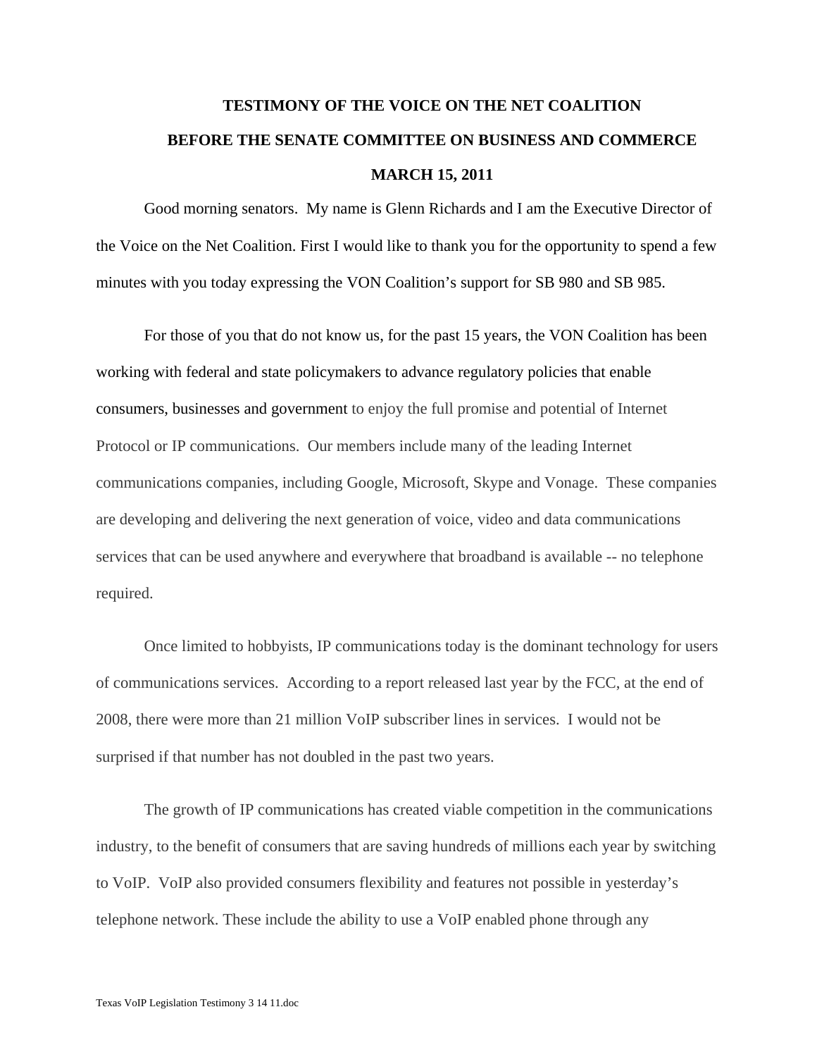**TESTIMONY OF THE VOICE ON THE NET COALITION**

**BEFORE THE SENATE COMMITTEE ON BUSINESS AND COMMERCE**

**MARCH 15, 2011**

Good morning senators. My name is Glenn Richards and I am the Executive Director of the Voice on the Net Coalition. First I would like to thank you for the opportunity to spend a few minutes with you today expressing the VON Coalition's support for SB 980 and SB 985.

For those of you that do not know us, for the past 15 years, the VON Coalition has been working with federal and state policymakers to advance regulatory policies that enable consumers, businesses and government to enjoy the full promise and potential of Internet Protocol or IP communications. Our members include many of the leading Internet communications companies, including Google, Microsoft, Skype and Vonage. These companies are developing and delivering the next generation of voice, video and data communications services that can be used anywhere and everywhere that broadband is available -- no telephone required.

Once limited to hobbyists, IP communications today is the dominant technology for users of communications services. According to a report released last year by the FCC, at the end of 2008, there were more than 21 million VoIP subscriber lines in services. I would not be surprised if that number has not doubled in the past two years.

The growth of IP communications has created viable competition in the communications industry, to the benefit of consumers that are saving hundreds of millions each year by switching to VoIP. VoIP also provided consumers flexibility and features not possible in yesterday's telephone network. These include the ability to use a VoIP enabled phone through any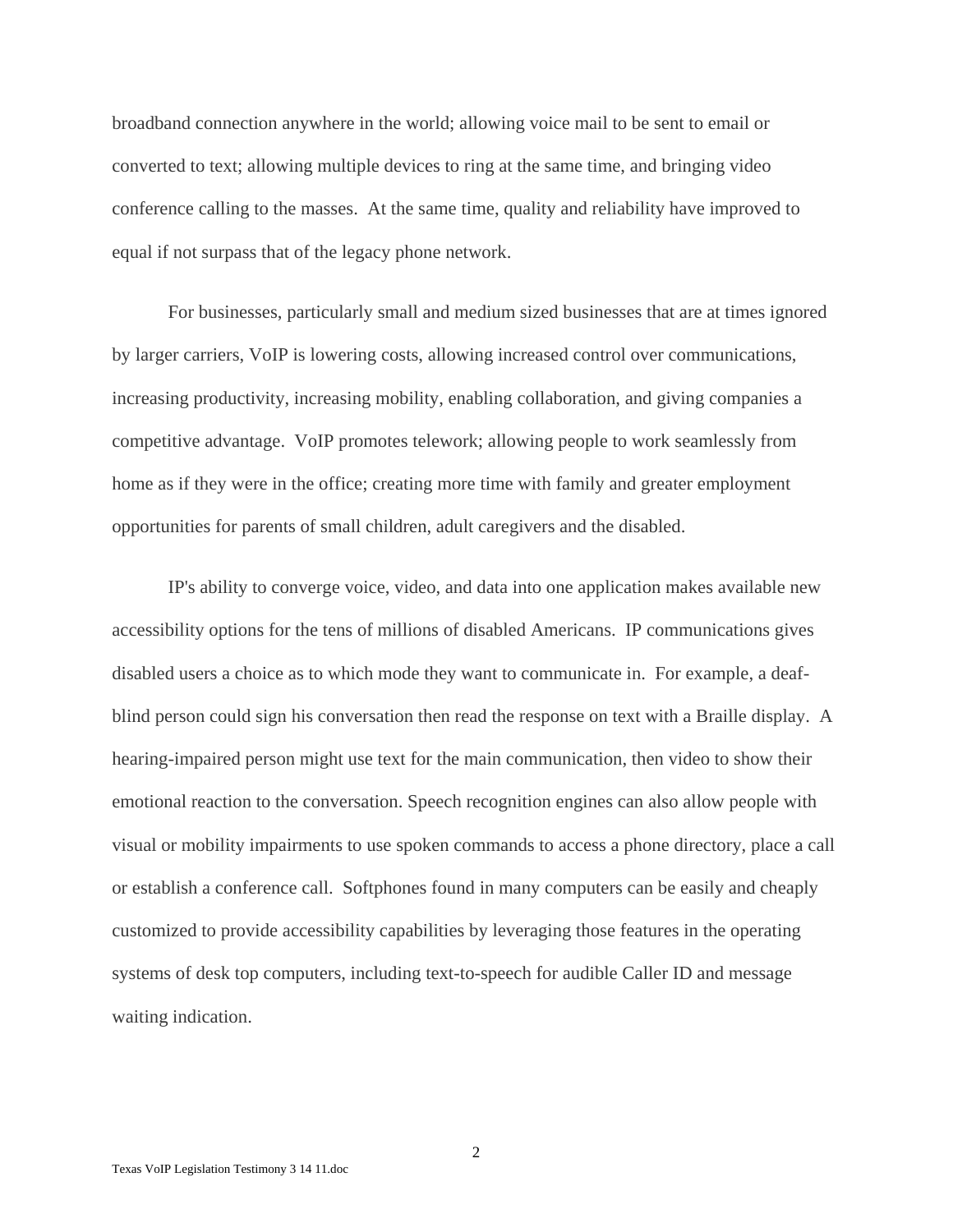broadband connection anywhere in the world; allowing voice mail to be sent to email or converted to text; allowing multiple devices to ring at the same time, and bringing video conference calling to the masses. At the same time, quality and reliability have improved to equal if not surpass that of the legacy phone network.

For businesses, particularly small and medium sized businesses that are at times ignored by larger carriers, VoIP is lowering costs, allowing increased control over communications, increasing productivity, increasing mobility, enabling collaboration, and giving companies a competitive advantage. VoIP promotes telework; allowing people to work seamlessly from home as if they were in the office; creating more time with family and greater employment opportunities for parents of small children, adult caregivers and the disabled.

IP's ability to converge voice, video, and data into one application makes available new accessibility options for the tens of millions of disabled Americans. IP communications gives disabled users a choice as to which mode they want to communicate in. For example, a deaf-blind person could sign his conversation then read the response on text with a Braille display. A hearing-impaired person might use text for the main communication, then video to show their emotional reaction to the conversation. Speech recognition engines can also allow people with visual or mobility impairments to use spoken commands to access a phone directory, place a call or establish a conference call. Softphones found in many computers can be easily and cheaply customized to provide accessibility capabilities by leveraging those features in the operating systems of desk top computers, including text-to-speech for audible Caller ID and message waiting indication.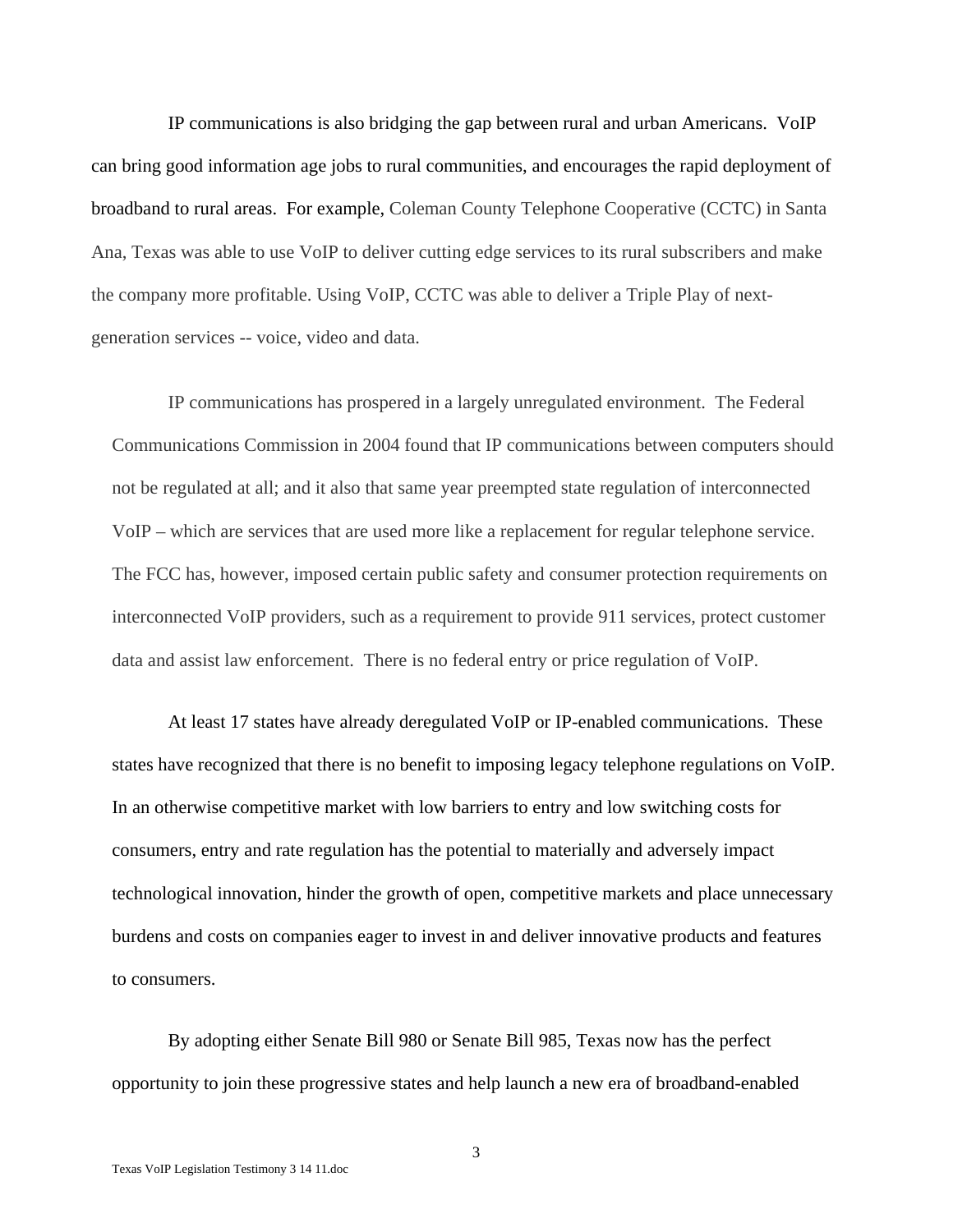IP communications is also bridging the gap between rural and urban Americans. VoIP can bring good information age jobs to rural communities, and encourages the rapid deployment of broadband to rural areas. For example, Coleman County Telephone Cooperative (CCTC) in Santa Ana, Texas was able to use VoIP to deliver cutting edge services to its rural subscribers and make the company more profitable. Using VoIP, CCTC was able to deliver a Triple Play of next-generation services -- voice, video and data.

IP communications has prospered in a largely unregulated environment. The Federal Communications Commission in 2004 found that IP communications between computers should not be regulated at all; and it also that same year preempted state regulation of interconnected VoIP – which are services that are used more like a replacement for regular telephone service. The FCC has, however, imposed certain public safety and consumer protection requirements on interconnected VoIP providers, such as a requirement to provide 911 services, protect customer data and assist law enforcement. There is no federal entry or price regulation of VoIP.

At least 17 states have already deregulated VoIP or IP-enabled communications. These states have recognized that there is no benefit to imposing legacy telephone regulations on VoIP. In an otherwise competitive market with low barriers to entry and low switching costs for consumers, entry and rate regulation has the potential to materially and adversely impact technological innovation, hinder the growth of open, competitive markets and place unnecessary burdens and costs on companies eager to invest in and deliver innovative products and features to consumers.

By adopting either Senate Bill 980 or Senate Bill 985, Texas now has the perfect opportunity to join these progressive states and help launch a new era of broadband-enabled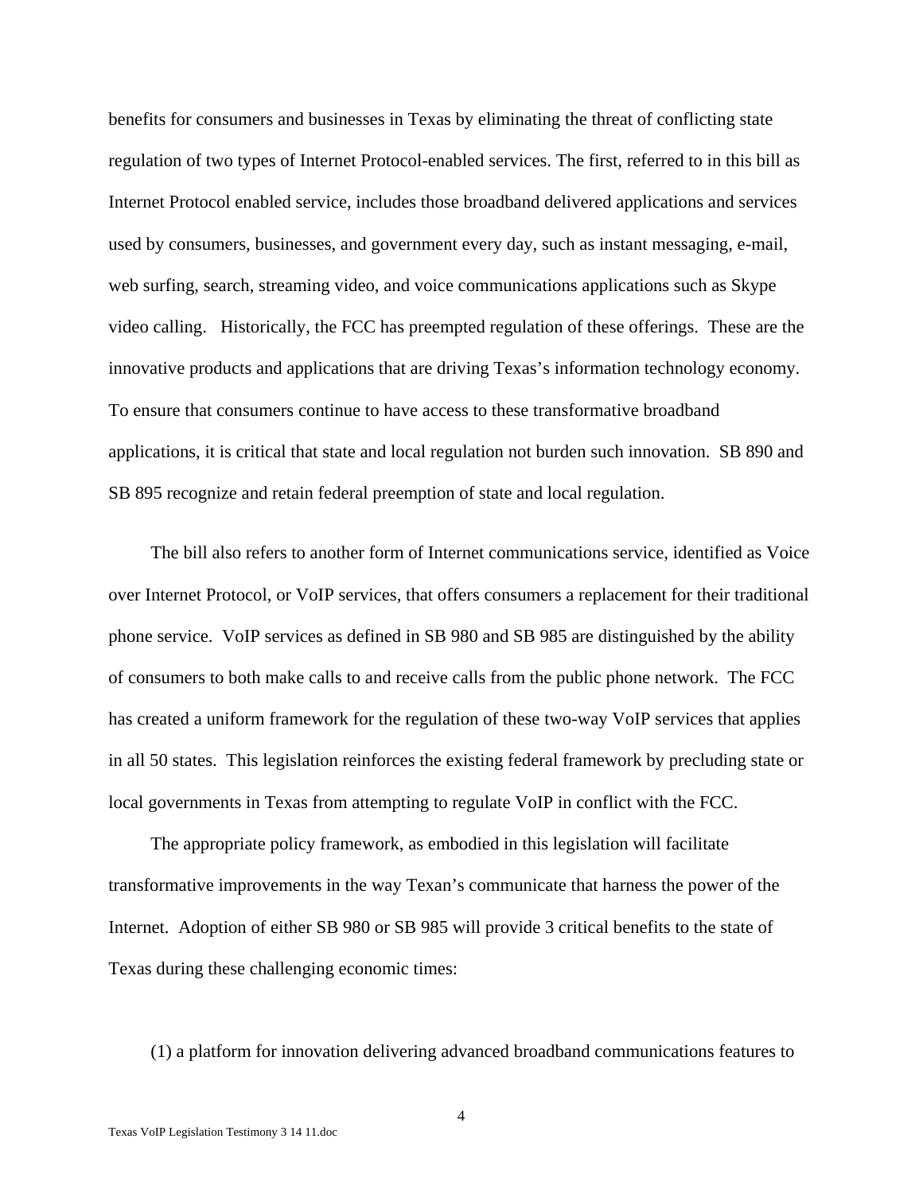benefits for consumers and businesses in Texas by eliminating the threat of conflicting state regulation of two types of Internet Protocol-enabled services. The first, referred to in this bill as Internet Protocol enabled service, includes those broadband delivered applications and services used by consumers, businesses, and government every day, such as instant messaging, e-mail, web surfing, search, streaming video, and voice communications applications such as Skype video calling. Historically, the FCC has preempted regulation of these offerings. These are the innovative products and applications that are driving Texas's information technology economy. To ensure that consumers continue to have access to these transformative broadband applications, it is critical that state and local regulation not burden such innovation. SB 890 and SB 895 recognize and retain federal preemption of state and local regulation.

The bill also refers to another form of Internet communications service, identified as Voice over Internet Protocol, or VoIP services, that offers consumers a replacement for their traditional phone service. VoIP services as defined in SB 980 and SB 985 are distinguished by the ability of consumers to both make calls to and receive calls from the public phone network. The FCC has created a uniform framework for the regulation of these two-way VoIP services that applies in all 50 states. This legislation reinforces the existing federal framework by precluding state or local governments in Texas from attempting to regulate VoIP in conflict with the FCC.

The appropriate policy framework, as embodied in this legislation will facilitate transformative improvements in the way Texan's communicate that harness the power of the Internet. Adoption of either SB 980 or SB 985 will provide 3 critical benefits to the state of Texas during these challenging economic times:

(1) a platform for innovation delivering advanced broadband communications features to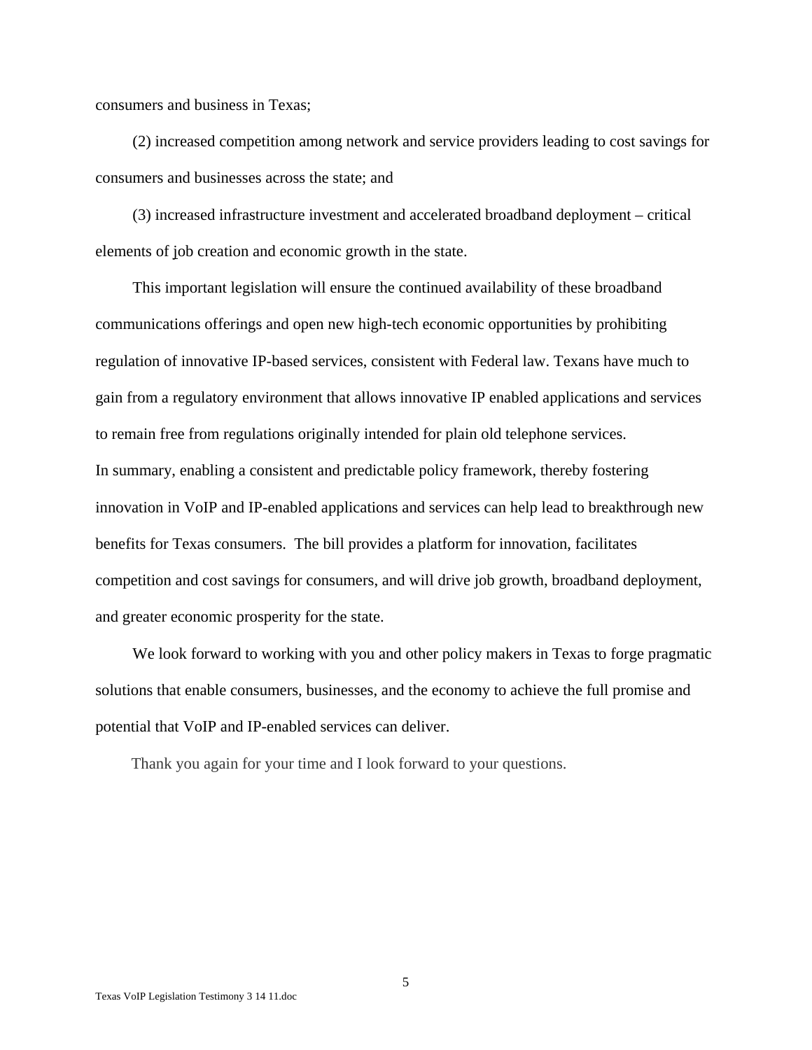consumers and business in Texas;

(2) increased competition among network and service providers leading to cost savings for consumers and businesses across the state; and

(3) increased infrastructure investment and accelerated broadband deployment – critical elements of job creation and economic growth in the state.

This important legislation will ensure the continued availability of these broadband communications offerings and open new high-tech economic opportunities by prohibiting regulation of innovative IP-based services, consistent with Federal law. Texans have much to gain from a regulatory environment that allows innovative IP enabled applications and services to remain free from regulations originally intended for plain old telephone services.

In summary, enabling a consistent and predictable policy framework, thereby fostering innovation in VoIP and IP-enabled applications and services can help lead to breakthrough new benefits for Texas consumers. The bill provides a platform for innovation, facilitates competition and cost savings for consumers, and will drive job growth, broadband deployment, and greater economic prosperity for the state.

We look forward to working with you and other policy makers in Texas to forge pragmatic solutions that enable consumers, businesses, and the economy to achieve the full promise and potential that VoIP and IP-enabled services can deliver.

Thank you again for your time and I look forward to your questions.